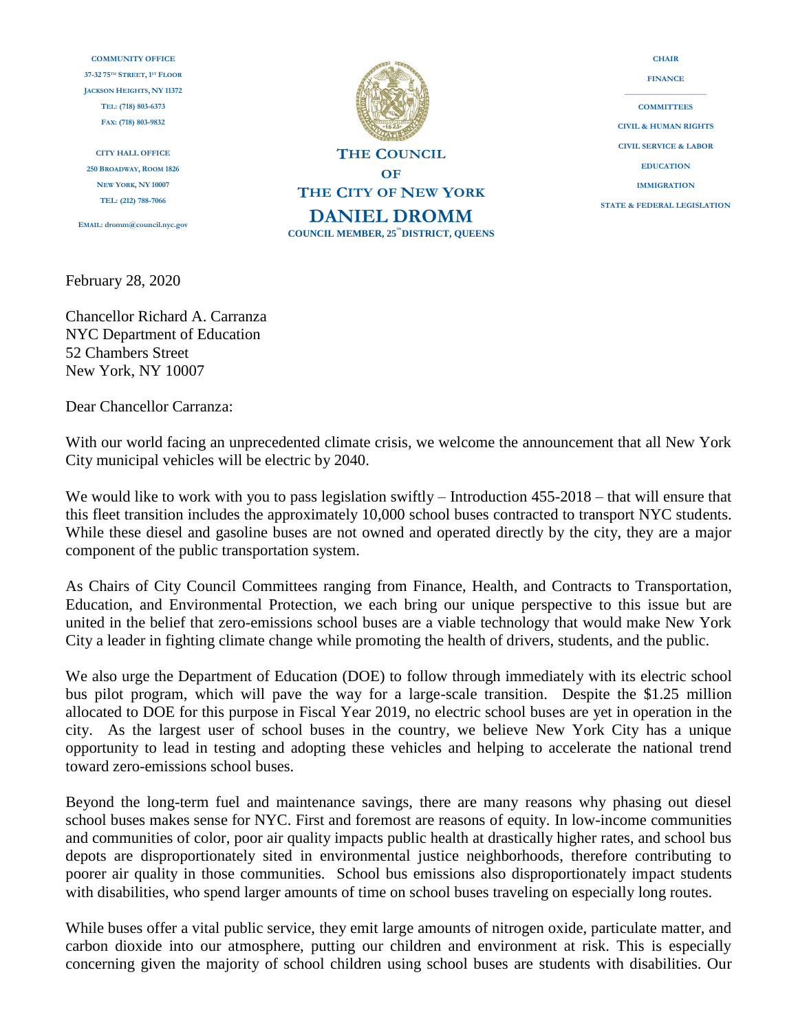COMMUNITY OFFICE
37-32 75TH STREET, 1ST FLOOR
JACKSON HEIGHTS, NY 11372
TEL: (718) 803-6373
FAX: (718) 803-9832

CITY HALL OFFICE
250 BROADWAY, ROOM 1826
NEW YORK, NY 10007
TEL: (212) 788-7066

EMAIL: dromm@council.nyc.gov

**THE COUNCIL**
**OF**
**THE CITY OF NEW YORK**
**DANIEL DROMM**
**COUNCIL MEMBER, 25TH DISTRICT, QUEENS**

CHAIR
FINANCE

COMMITTEES
CIVIL & HUMAN RIGHTS
CIVIL SERVICE & LABOR
EDUCATION
IMMIGRATION
STATE & FEDERAL LEGISLATION

February 28, 2020

Chancellor Richard A. Carranza
NYC Department of Education
52 Chambers Street
New York, NY 10007

Dear Chancellor Carranza:

With our world facing an unprecedented climate crisis, we welcome the announcement that all New York City municipal vehicles will be electric by 2040.

We would like to work with you to pass legislation swiftly – Introduction 455-2018 – that will ensure that this fleet transition includes the approximately 10,000 school buses contracted to transport NYC students. While these diesel and gasoline buses are not owned and operated directly by the city, they are a major component of the public transportation system.

As Chairs of City Council Committees ranging from Finance, Health, and Contracts to Transportation, Education, and Environmental Protection, we each bring our unique perspective to this issue but are united in the belief that zero-emissions school buses are a viable technology that would make New York City a leader in fighting climate change while promoting the health of drivers, students, and the public.

We also urge the Department of Education (DOE) to follow through immediately with its electric school bus pilot program, which will pave the way for a large-scale transition. Despite the $1.25 million allocated to DOE for this purpose in Fiscal Year 2019, no electric school buses are yet in operation in the city. As the largest user of school buses in the country, we believe New York City has a unique opportunity to lead in testing and adopting these vehicles and helping to accelerate the national trend toward zero-emissions school buses.

Beyond the long-term fuel and maintenance savings, there are many reasons why phasing out diesel school buses makes sense for NYC. First and foremost are reasons of equity. In low-income communities and communities of color, poor air quality impacts public health at drastically higher rates, and school bus depots are disproportionately sited in environmental justice neighborhoods, therefore contributing to poorer air quality in those communities. School bus emissions also disproportionately impact students with disabilities, who spend larger amounts of time on school buses traveling on especially long routes.

While buses offer a vital public service, they emit large amounts of nitrogen oxide, particulate matter, and carbon dioxide into our atmosphere, putting our children and environment at risk. This is especially concerning given the majority of school children using school buses are students with disabilities. Our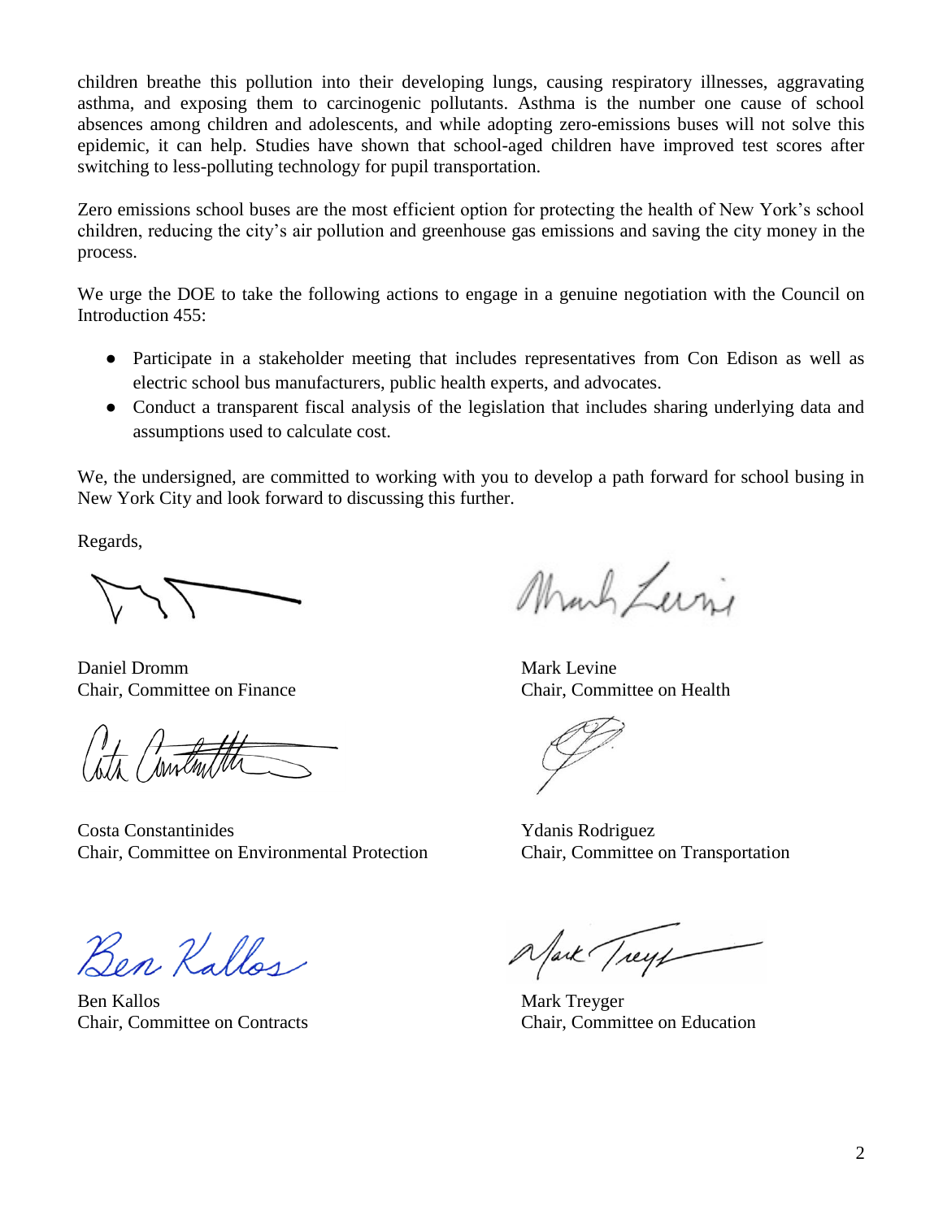children breathe this pollution into their developing lungs, causing respiratory illnesses, aggravating asthma, and exposing them to carcinogenic pollutants. Asthma is the number one cause of school absences among children and adolescents, and while adopting zero-emissions buses will not solve this epidemic, it can help. Studies have shown that school-aged children have improved test scores after switching to less-polluting technology for pupil transportation.

Zero emissions school buses are the most efficient option for protecting the health of New York's school children, reducing the city's air pollution and greenhouse gas emissions and saving the city money in the process.

We urge the DOE to take the following actions to engage in a genuine negotiation with the Council on Introduction 455:

- Participate in a stakeholder meeting that includes representatives from Con Edison as well as electric school bus manufacturers, public health experts, and advocates.
- Conduct a transparent fiscal analysis of the legislation that includes sharing underlying data and assumptions used to calculate cost.

We, the undersigned, are committed to working with you to develop a path forward for school busing in New York City and look forward to discussing this further.

Regards,

Daniel Dromm
Chair, Committee on Finance

Mark Levine
Chair, Committee on Health

Costa Constantinides
Chair, Committee on Environmental Protection

Ydanis Rodriguez
Chair, Committee on Transportation

Ben Kallos
Chair, Committee on Contracts

Mark Treyger
Chair, Committee on Education